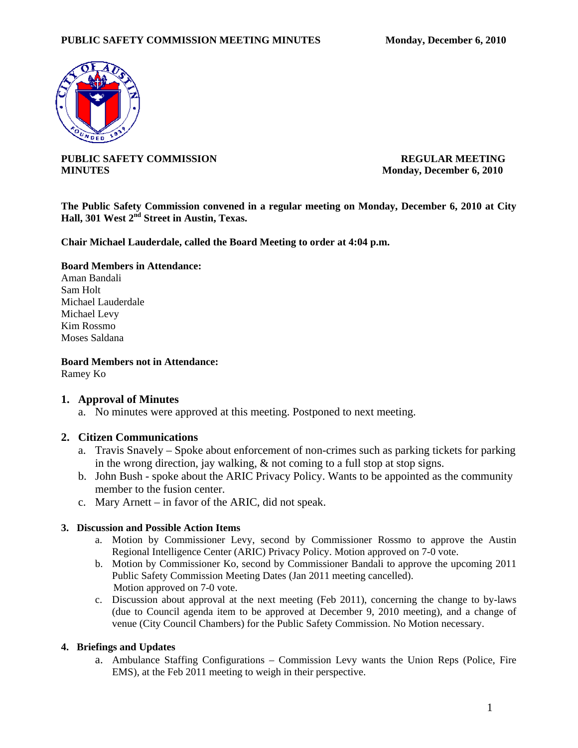**PUBLIC SAFETY COMMISSION MINUTES**

**REGULAR MEETING**
**Monday, December 6, 2010**

**The Public Safety Commission convened in a regular meeting on Monday, December 6, 2010 at City Hall, 301 West 2nd Street in Austin, Texas.**

**Chair Michael Lauderdale, called the Board Meeting to order at 4:04 p.m.**

**Board Members in Attendance:**
Aman Bandali
Sam Holt
Michael Lauderdale
Michael Levy
Kim Rossmo
Moses Saldana

**Board Members not in Attendance:**
Ramey Ko

## 1. Approval of Minutes

a. No minutes were approved at this meeting. Postponed to next meeting.

## 2. Citizen Communications

a. Travis Snavely – Spoke about enforcement of non-crimes such as parking tickets for parking in the wrong direction, jay walking, & not coming to a full stop at stop signs.
b. John Bush - spoke about the ARIC Privacy Policy. Wants to be appointed as the community member to the fusion center.
c. Mary Arnett – in favor of the ARIC, did not speak.

### 3. Discussion and Possible Action Items

a. Motion by Commissioner Levy, second by Commissioner Rossmo to approve the Austin Regional Intelligence Center (ARIC) Privacy Policy. Motion approved on 7-0 vote.
b. Motion by Commissioner Ko, second by Commissioner Bandali to approve the upcoming 2011 Public Safety Commission Meeting Dates (Jan 2011 meeting cancelled). Motion approved on 7-0 vote.
c. Discussion about approval at the next meeting (Feb 2011), concerning the change to by-laws (due to Council agenda item to be approved at December 9, 2010 meeting), and a change of venue (City Council Chambers) for the Public Safety Commission. No Motion necessary.

### 4. Briefings and Updates

a. Ambulance Staffing Configurations – Commission Levy wants the Union Reps (Police, Fire EMS), at the Feb 2011 meeting to weigh in their perspective.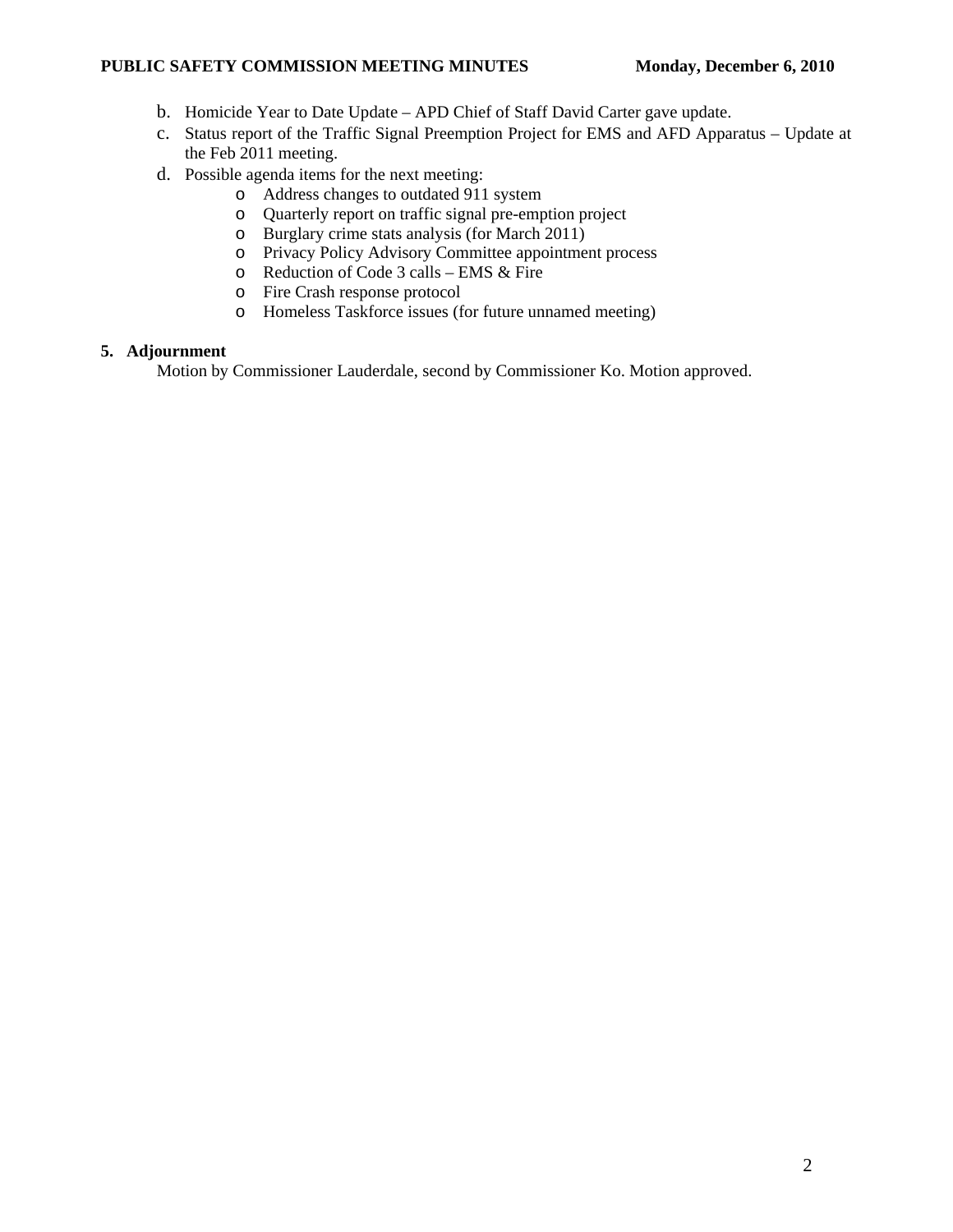b. Homicide Year to Date Update – APD Chief of Staff David Carter gave update.
c. Status report of the Traffic Signal Preemption Project for EMS and AFD Apparatus – Update at the Feb 2011 meeting.
d. Possible agenda items for the next meeting:
    - Address changes to outdated 911 system
    - Quarterly report on traffic signal pre-emption project
    - Burglary crime stats analysis (for March 2011)
    - Privacy Policy Advisory Committee appointment process
    - Reduction of Code 3 calls – EMS & Fire
    - Fire Crash response protocol
    - Homeless Taskforce issues (for future unnamed meeting)

**5. Adjournment**

Motion by Commissioner Lauderdale, second by Commissioner Ko. Motion approved.